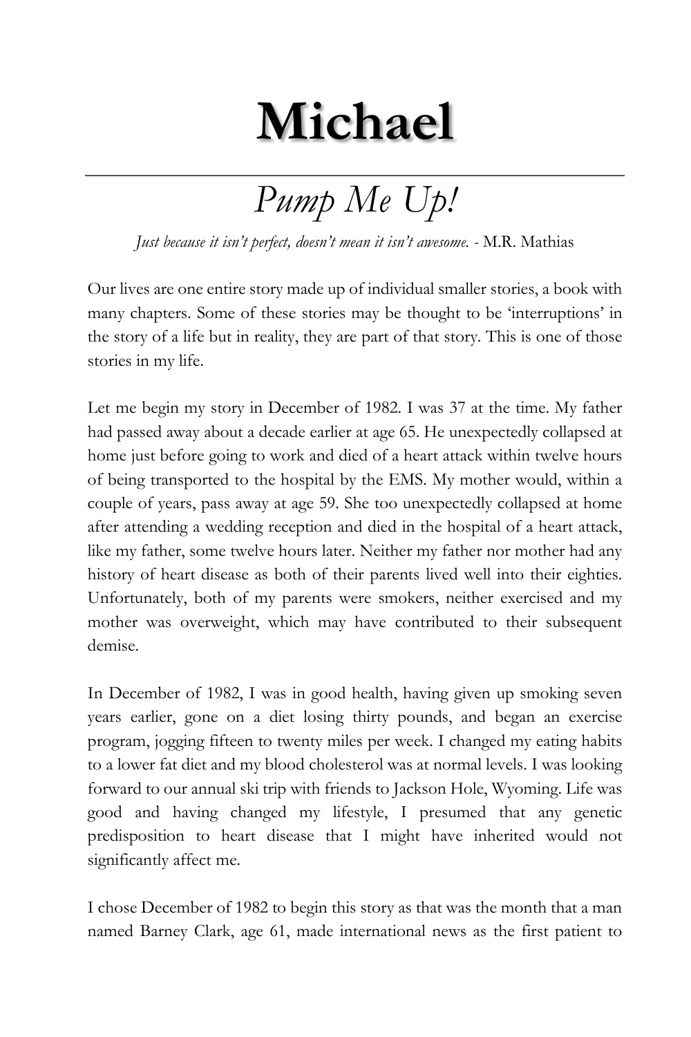# Michael

## *Pump Me Up!*

*Just because it isn't perfect, doesn't mean it isn't awesome.* - M.R. Mathias

Our lives are one entire story made up of individual smaller stories, a book with many chapters. Some of these stories may be thought to be 'interruptions' in the story of a life but in reality, they are part of that story. This is one of those stories in my life.

Let me begin my story in December of 1982. I was 37 at the time. My father had passed away about a decade earlier at age 65. He unexpectedly collapsed at home just before going to work and died of a heart attack within twelve hours of being transported to the hospital by the EMS. My mother would, within a couple of years, pass away at age 59. She too unexpectedly collapsed at home after attending a wedding reception and died in the hospital of a heart attack, like my father, some twelve hours later. Neither my father nor mother had any history of heart disease as both of their parents lived well into their eighties. Unfortunately, both of my parents were smokers, neither exercised and my mother was overweight, which may have contributed to their subsequent demise.

In December of 1982, I was in good health, having given up smoking seven years earlier, gone on a diet losing thirty pounds, and began an exercise program, jogging fifteen to twenty miles per week. I changed my eating habits to a lower fat diet and my blood cholesterol was at normal levels. I was looking forward to our annual ski trip with friends to Jackson Hole, Wyoming. Life was good and having changed my lifestyle, I presumed that any genetic predisposition to heart disease that I might have inherited would not significantly affect me.

I chose December of 1982 to begin this story as that was the month that a man named Barney Clark, age 61, made international news as the first patient to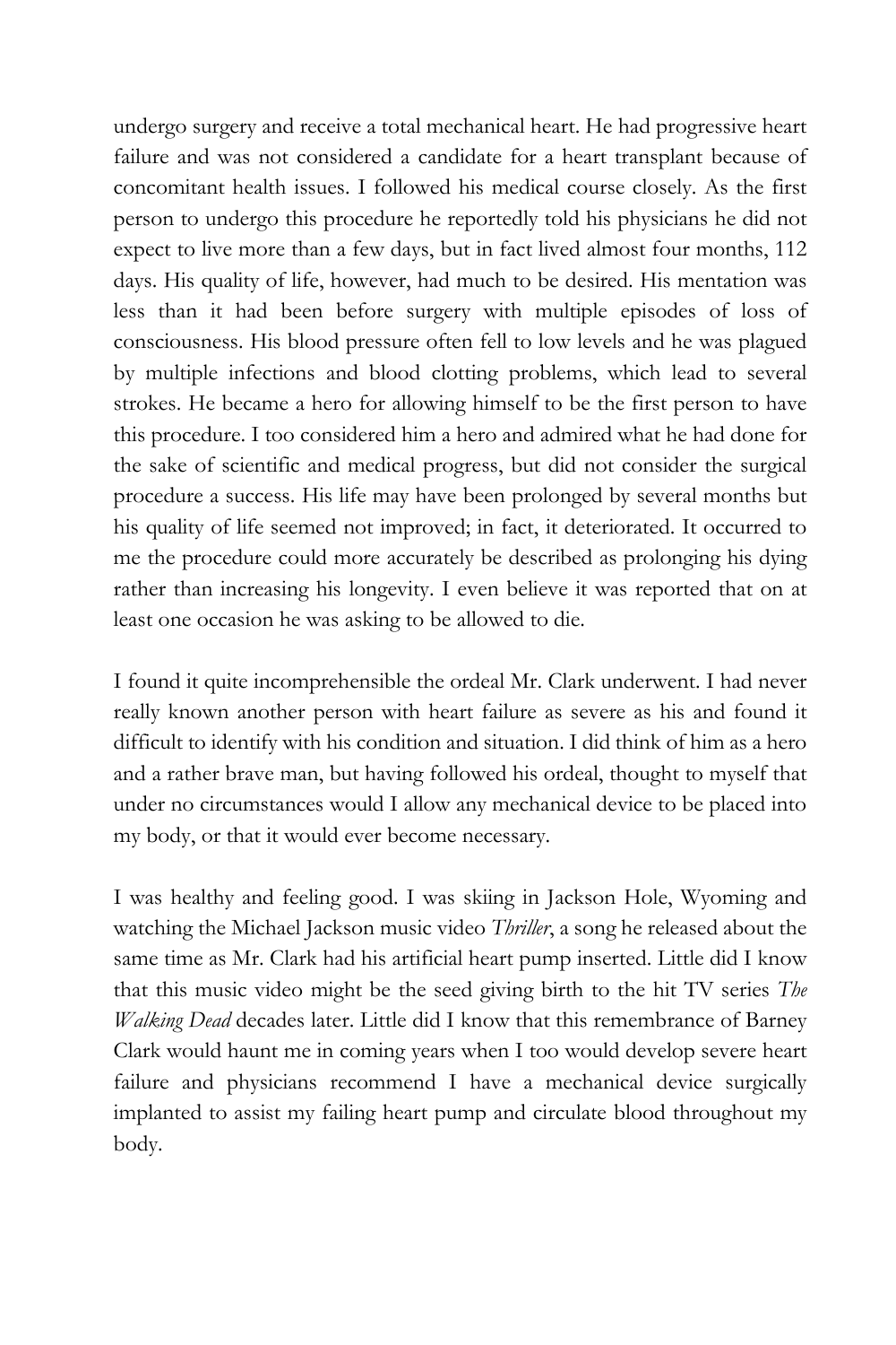undergo surgery and receive a total mechanical heart. He had progressive heart failure and was not considered a candidate for a heart transplant because of concomitant health issues. I followed his medical course closely. As the first person to undergo this procedure he reportedly told his physicians he did not expect to live more than a few days, but in fact lived almost four months, 112 days. His quality of life, however, had much to be desired. His mentation was less than it had been before surgery with multiple episodes of loss of consciousness. His blood pressure often fell to low levels and he was plagued by multiple infections and blood clotting problems, which lead to several strokes. He became a hero for allowing himself to be the first person to have this procedure. I too considered him a hero and admired what he had done for the sake of scientific and medical progress, but did not consider the surgical procedure a success. His life may have been prolonged by several months but his quality of life seemed not improved; in fact, it deteriorated. It occurred to me the procedure could more accurately be described as prolonging his dying rather than increasing his longevity. I even believe it was reported that on at least one occasion he was asking to be allowed to die.

I found it quite incomprehensible the ordeal Mr. Clark underwent. I had never really known another person with heart failure as severe as his and found it difficult to identify with his condition and situation. I did think of him as a hero and a rather brave man, but having followed his ordeal, thought to myself that under no circumstances would I allow any mechanical device to be placed into my body, or that it would ever become necessary.

I was healthy and feeling good. I was skiing in Jackson Hole, Wyoming and watching the Michael Jackson music video *Thriller*, a song he released about the same time as Mr. Clark had his artificial heart pump inserted. Little did I know that this music video might be the seed giving birth to the hit TV series *The Walking Dead* decades later. Little did I know that this remembrance of Barney Clark would haunt me in coming years when I too would develop severe heart failure and physicians recommend I have a mechanical device surgically implanted to assist my failing heart pump and circulate blood throughout my body.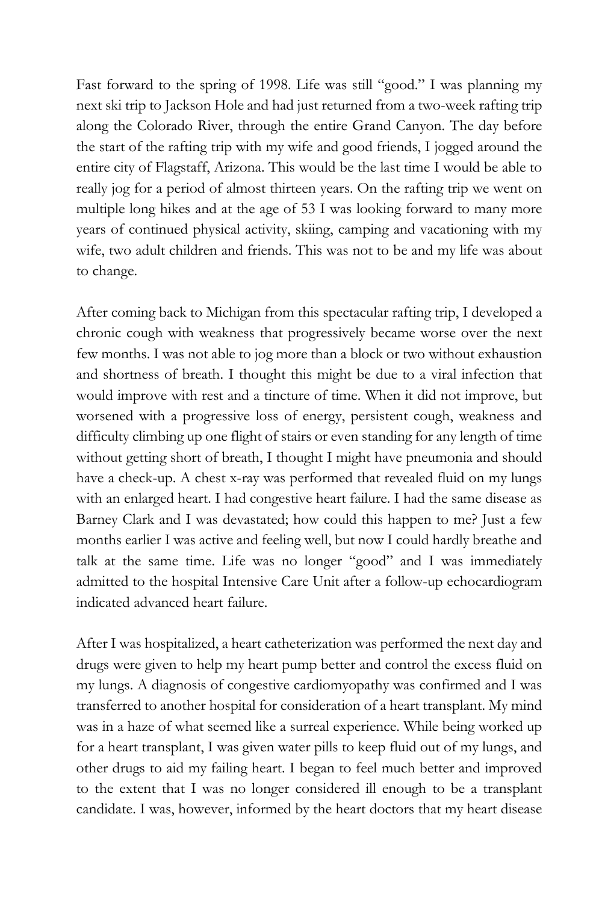Fast forward to the spring of 1998. Life was still "good." I was planning my next ski trip to Jackson Hole and had just returned from a two-week rafting trip along the Colorado River, through the entire Grand Canyon. The day before the start of the rafting trip with my wife and good friends, I jogged around the entire city of Flagstaff, Arizona. This would be the last time I would be able to really jog for a period of almost thirteen years. On the rafting trip we went on multiple long hikes and at the age of 53 I was looking forward to many more years of continued physical activity, skiing, camping and vacationing with my wife, two adult children and friends. This was not to be and my life was about to change.

After coming back to Michigan from this spectacular rafting trip, I developed a chronic cough with weakness that progressively became worse over the next few months. I was not able to jog more than a block or two without exhaustion and shortness of breath. I thought this might be due to a viral infection that would improve with rest and a tincture of time. When it did not improve, but worsened with a progressive loss of energy, persistent cough, weakness and difficulty climbing up one flight of stairs or even standing for any length of time without getting short of breath, I thought I might have pneumonia and should have a check-up. A chest x-ray was performed that revealed fluid on my lungs with an enlarged heart. I had congestive heart failure. I had the same disease as Barney Clark and I was devastated; how could this happen to me? Just a few months earlier I was active and feeling well, but now I could hardly breathe and talk at the same time. Life was no longer "good" and I was immediately admitted to the hospital Intensive Care Unit after a follow-up echocardiogram indicated advanced heart failure.

After I was hospitalized, a heart catheterization was performed the next day and drugs were given to help my heart pump better and control the excess fluid on my lungs. A diagnosis of congestive cardiomyopathy was confirmed and I was transferred to another hospital for consideration of a heart transplant. My mind was in a haze of what seemed like a surreal experience. While being worked up for a heart transplant, I was given water pills to keep fluid out of my lungs, and other drugs to aid my failing heart. I began to feel much better and improved to the extent that I was no longer considered ill enough to be a transplant candidate. I was, however, informed by the heart doctors that my heart disease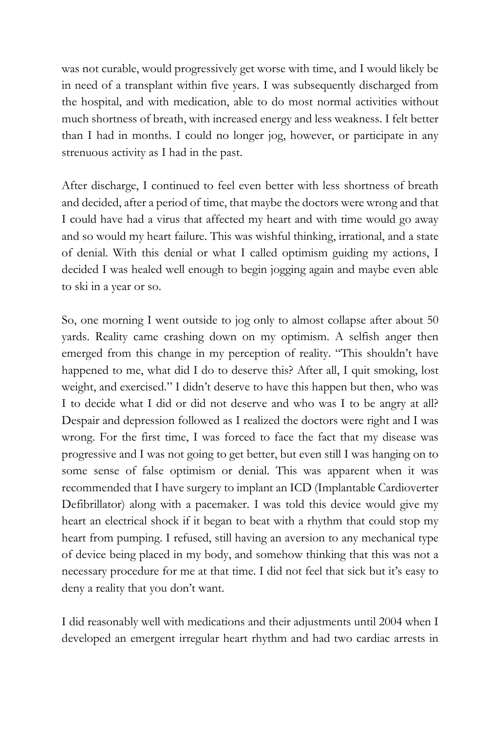was not curable, would progressively get worse with time, and I would likely be in need of a transplant within five years. I was subsequently discharged from the hospital, and with medication, able to do most normal activities without much shortness of breath, with increased energy and less weakness. I felt better than I had in months. I could no longer jog, however, or participate in any strenuous activity as I had in the past.

After discharge, I continued to feel even better with less shortness of breath and decided, after a period of time, that maybe the doctors were wrong and that I could have had a virus that affected my heart and with time would go away and so would my heart failure. This was wishful thinking, irrational, and a state of denial. With this denial or what I called optimism guiding my actions, I decided I was healed well enough to begin jogging again and maybe even able to ski in a year or so.

So, one morning I went outside to jog only to almost collapse after about 50 yards. Reality came crashing down on my optimism. A selfish anger then emerged from this change in my perception of reality. "This shouldn't have happened to me, what did I do to deserve this? After all, I quit smoking, lost weight, and exercised." I didn't deserve to have this happen but then, who was I to decide what I did or did not deserve and who was I to be angry at all? Despair and depression followed as I realized the doctors were right and I was wrong. For the first time, I was forced to face the fact that my disease was progressive and I was not going to get better, but even still I was hanging on to some sense of false optimism or denial. This was apparent when it was recommended that I have surgery to implant an ICD (Implantable Cardioverter Defibrillator) along with a pacemaker. I was told this device would give my heart an electrical shock if it began to beat with a rhythm that could stop my heart from pumping. I refused, still having an aversion to any mechanical type of device being placed in my body, and somehow thinking that this was not a necessary procedure for me at that time. I did not feel that sick but it's easy to deny a reality that you don't want.

I did reasonably well with medications and their adjustments until 2004 when I developed an emergent irregular heart rhythm and had two cardiac arrests in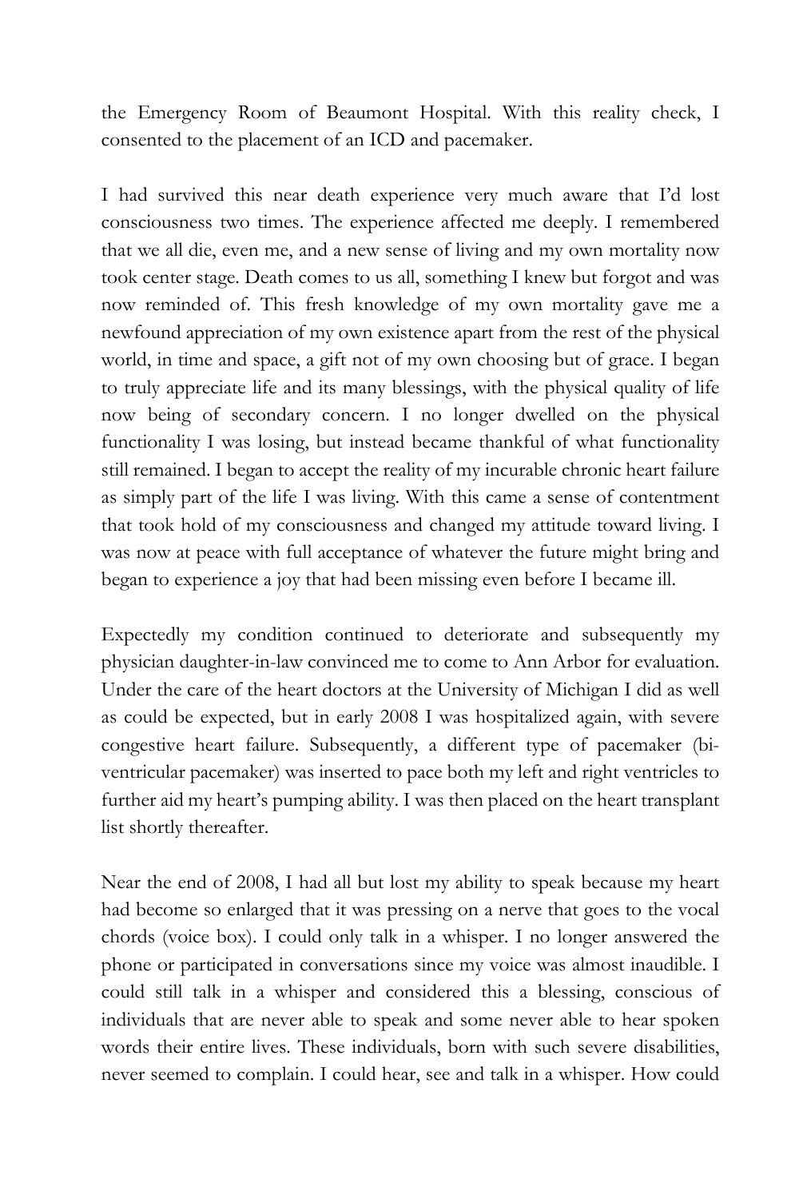the Emergency Room of Beaumont Hospital. With this reality check, I consented to the placement of an ICD and pacemaker.

I had survived this near death experience very much aware that I'd lost consciousness two times. The experience affected me deeply. I remembered that we all die, even me, and a new sense of living and my own mortality now took center stage. Death comes to us all, something I knew but forgot and was now reminded of. This fresh knowledge of my own mortality gave me a newfound appreciation of my own existence apart from the rest of the physical world, in time and space, a gift not of my own choosing but of grace. I began to truly appreciate life and its many blessings, with the physical quality of life now being of secondary concern. I no longer dwelled on the physical functionality I was losing, but instead became thankful of what functionality still remained. I began to accept the reality of my incurable chronic heart failure as simply part of the life I was living. With this came a sense of contentment that took hold of my consciousness and changed my attitude toward living. I was now at peace with full acceptance of whatever the future might bring and began to experience a joy that had been missing even before I became ill.

Expectedly my condition continued to deteriorate and subsequently my physician daughter-in-law convinced me to come to Ann Arbor for evaluation. Under the care of the heart doctors at the University of Michigan I did as well as could be expected, but in early 2008 I was hospitalized again, with severe congestive heart failure. Subsequently, a different type of pacemaker (bi-ventricular pacemaker) was inserted to pace both my left and right ventricles to further aid my heart's pumping ability. I was then placed on the heart transplant list shortly thereafter.

Near the end of 2008, I had all but lost my ability to speak because my heart had become so enlarged that it was pressing on a nerve that goes to the vocal chords (voice box). I could only talk in a whisper. I no longer answered the phone or participated in conversations since my voice was almost inaudible. I could still talk in a whisper and considered this a blessing, conscious of individuals that are never able to speak and some never able to hear spoken words their entire lives. These individuals, born with such severe disabilities, never seemed to complain. I could hear, see and talk in a whisper. How could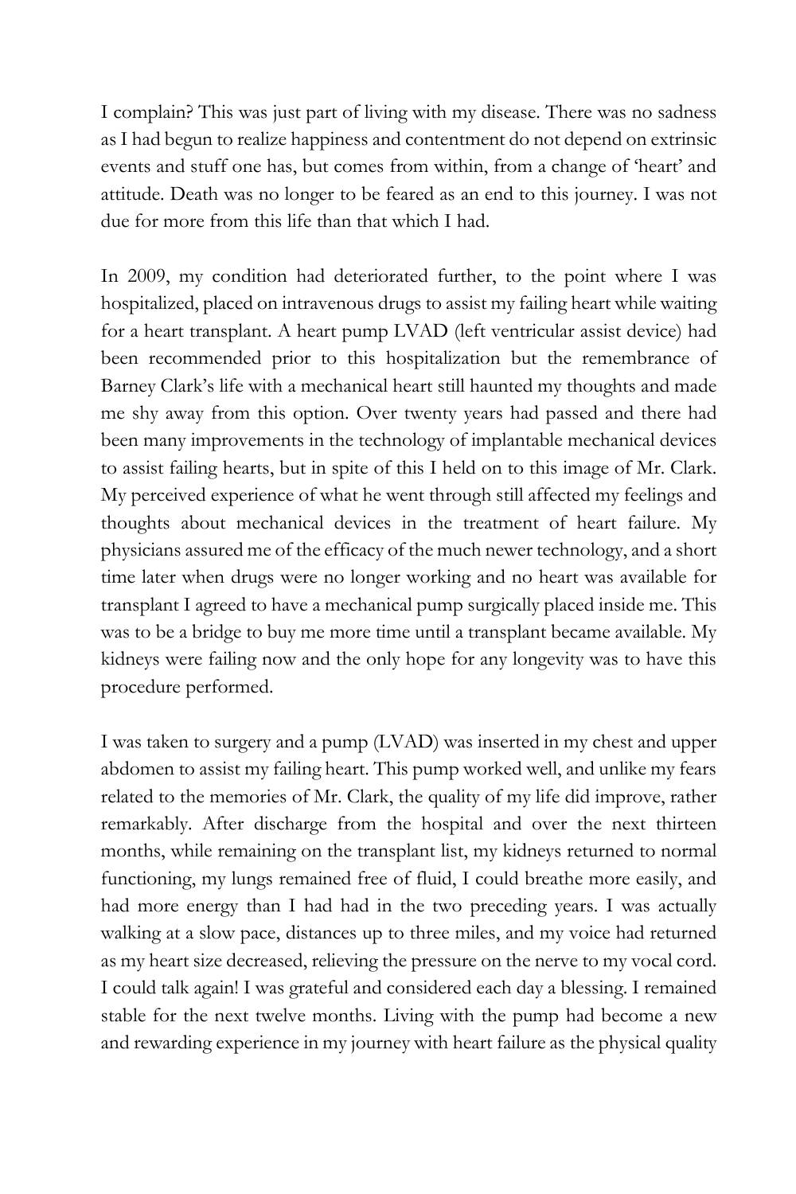I complain? This was just part of living with my disease. There was no sadness as I had begun to realize happiness and contentment do not depend on extrinsic events and stuff one has, but comes from within, from a change of 'heart' and attitude. Death was no longer to be feared as an end to this journey. I was not due for more from this life than that which I had.

In 2009, my condition had deteriorated further, to the point where I was hospitalized, placed on intravenous drugs to assist my failing heart while waiting for a heart transplant. A heart pump LVAD (left ventricular assist device) had been recommended prior to this hospitalization but the remembrance of Barney Clark's life with a mechanical heart still haunted my thoughts and made me shy away from this option. Over twenty years had passed and there had been many improvements in the technology of implantable mechanical devices to assist failing hearts, but in spite of this I held on to this image of Mr. Clark. My perceived experience of what he went through still affected my feelings and thoughts about mechanical devices in the treatment of heart failure. My physicians assured me of the efficacy of the much newer technology, and a short time later when drugs were no longer working and no heart was available for transplant I agreed to have a mechanical pump surgically placed inside me. This was to be a bridge to buy me more time until a transplant became available. My kidneys were failing now and the only hope for any longevity was to have this procedure performed.

I was taken to surgery and a pump (LVAD) was inserted in my chest and upper abdomen to assist my failing heart. This pump worked well, and unlike my fears related to the memories of Mr. Clark, the quality of my life did improve, rather remarkably. After discharge from the hospital and over the next thirteen months, while remaining on the transplant list, my kidneys returned to normal functioning, my lungs remained free of fluid, I could breathe more easily, and had more energy than I had had in the two preceding years. I was actually walking at a slow pace, distances up to three miles, and my voice had returned as my heart size decreased, relieving the pressure on the nerve to my vocal cord. I could talk again! I was grateful and considered each day a blessing. I remained stable for the next twelve months. Living with the pump had become a new and rewarding experience in my journey with heart failure as the physical quality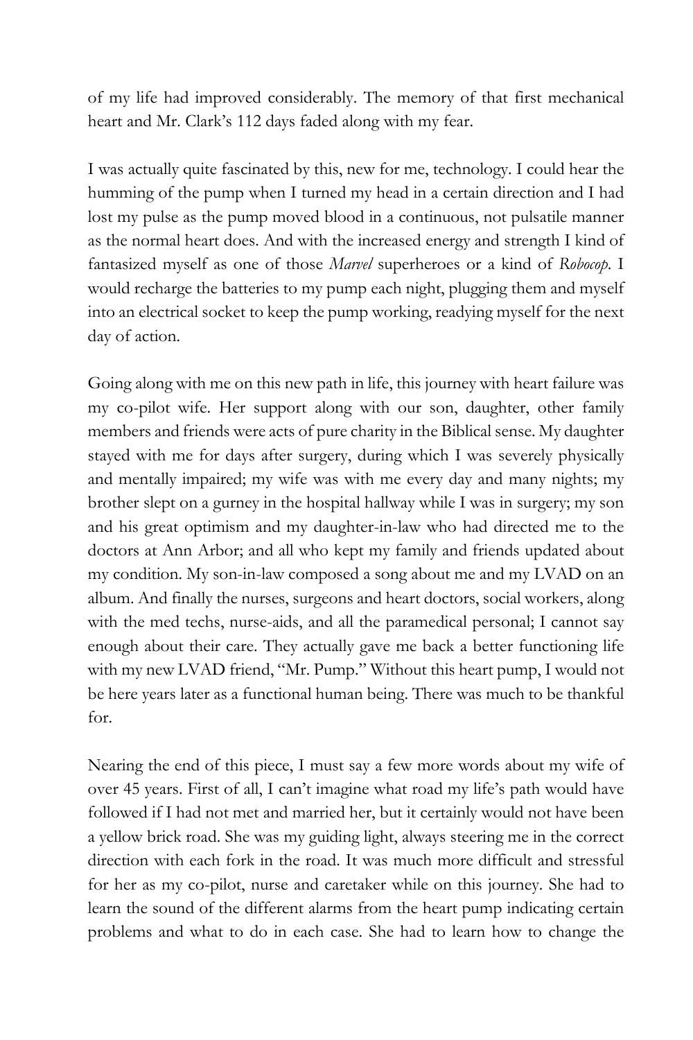of my life had improved considerably. The memory of that first mechanical heart and Mr. Clark's 112 days faded along with my fear.

I was actually quite fascinated by this, new for me, technology. I could hear the humming of the pump when I turned my head in a certain direction and I had lost my pulse as the pump moved blood in a continuous, not pulsatile manner as the normal heart does. And with the increased energy and strength I kind of fantasized myself as one of those *Marvel* superheroes or a kind of *Robocop*. I would recharge the batteries to my pump each night, plugging them and myself into an electrical socket to keep the pump working, readying myself for the next day of action.

Going along with me on this new path in life, this journey with heart failure was my co-pilot wife. Her support along with our son, daughter, other family members and friends were acts of pure charity in the Biblical sense. My daughter stayed with me for days after surgery, during which I was severely physically and mentally impaired; my wife was with me every day and many nights; my brother slept on a gurney in the hospital hallway while I was in surgery; my son and his great optimism and my daughter-in-law who had directed me to the doctors at Ann Arbor; and all who kept my family and friends updated about my condition. My son-in-law composed a song about me and my LVAD on an album. And finally the nurses, surgeons and heart doctors, social workers, along with the med techs, nurse-aids, and all the paramedical personal; I cannot say enough about their care. They actually gave me back a better functioning life with my new LVAD friend, "Mr. Pump." Without this heart pump, I would not be here years later as a functional human being. There was much to be thankful for.

Nearing the end of this piece, I must say a few more words about my wife of over 45 years. First of all, I can't imagine what road my life's path would have followed if I had not met and married her, but it certainly would not have been a yellow brick road. She was my guiding light, always steering me in the correct direction with each fork in the road. It was much more difficult and stressful for her as my co-pilot, nurse and caretaker while on this journey. She had to learn the sound of the different alarms from the heart pump indicating certain problems and what to do in each case. She had to learn how to change the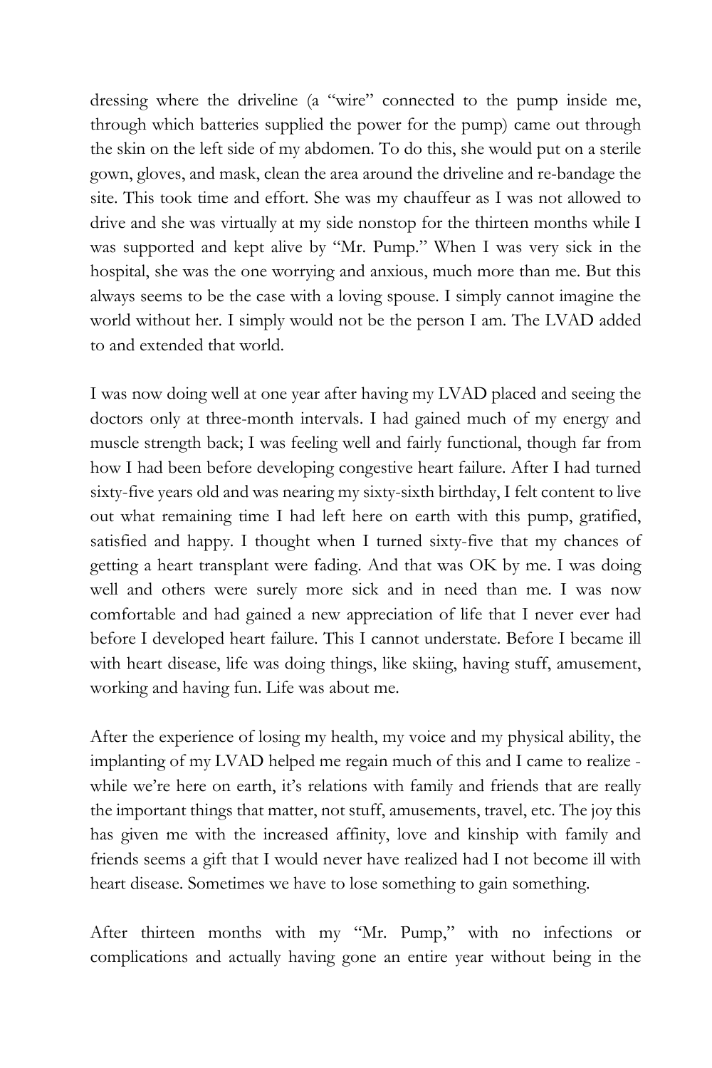dressing where the driveline (a "wire" connected to the pump inside me, through which batteries supplied the power for the pump) came out through the skin on the left side of my abdomen. To do this, she would put on a sterile gown, gloves, and mask, clean the area around the driveline and re-bandage the site. This took time and effort. She was my chauffeur as I was not allowed to drive and she was virtually at my side nonstop for the thirteen months while I was supported and kept alive by "Mr. Pump." When I was very sick in the hospital, she was the one worrying and anxious, much more than me. But this always seems to be the case with a loving spouse. I simply cannot imagine the world without her. I simply would not be the person I am. The LVAD added to and extended that world.

I was now doing well at one year after having my LVAD placed and seeing the doctors only at three-month intervals. I had gained much of my energy and muscle strength back; I was feeling well and fairly functional, though far from how I had been before developing congestive heart failure. After I had turned sixty-five years old and was nearing my sixty-sixth birthday, I felt content to live out what remaining time I had left here on earth with this pump, gratified, satisfied and happy. I thought when I turned sixty-five that my chances of getting a heart transplant were fading. And that was OK by me. I was doing well and others were surely more sick and in need than me. I was now comfortable and had gained a new appreciation of life that I never ever had before I developed heart failure. This I cannot understate. Before I became ill with heart disease, life was doing things, like skiing, having stuff, amusement, working and having fun. Life was about me.

After the experience of losing my health, my voice and my physical ability, the implanting of my LVAD helped me regain much of this and I came to realize - while we're here on earth, it's relations with family and friends that are really the important things that matter, not stuff, amusements, travel, etc. The joy this has given me with the increased affinity, love and kinship with family and friends seems a gift that I would never have realized had I not become ill with heart disease. Sometimes we have to lose something to gain something.

After thirteen months with my "Mr. Pump," with no infections or complications and actually having gone an entire year without being in the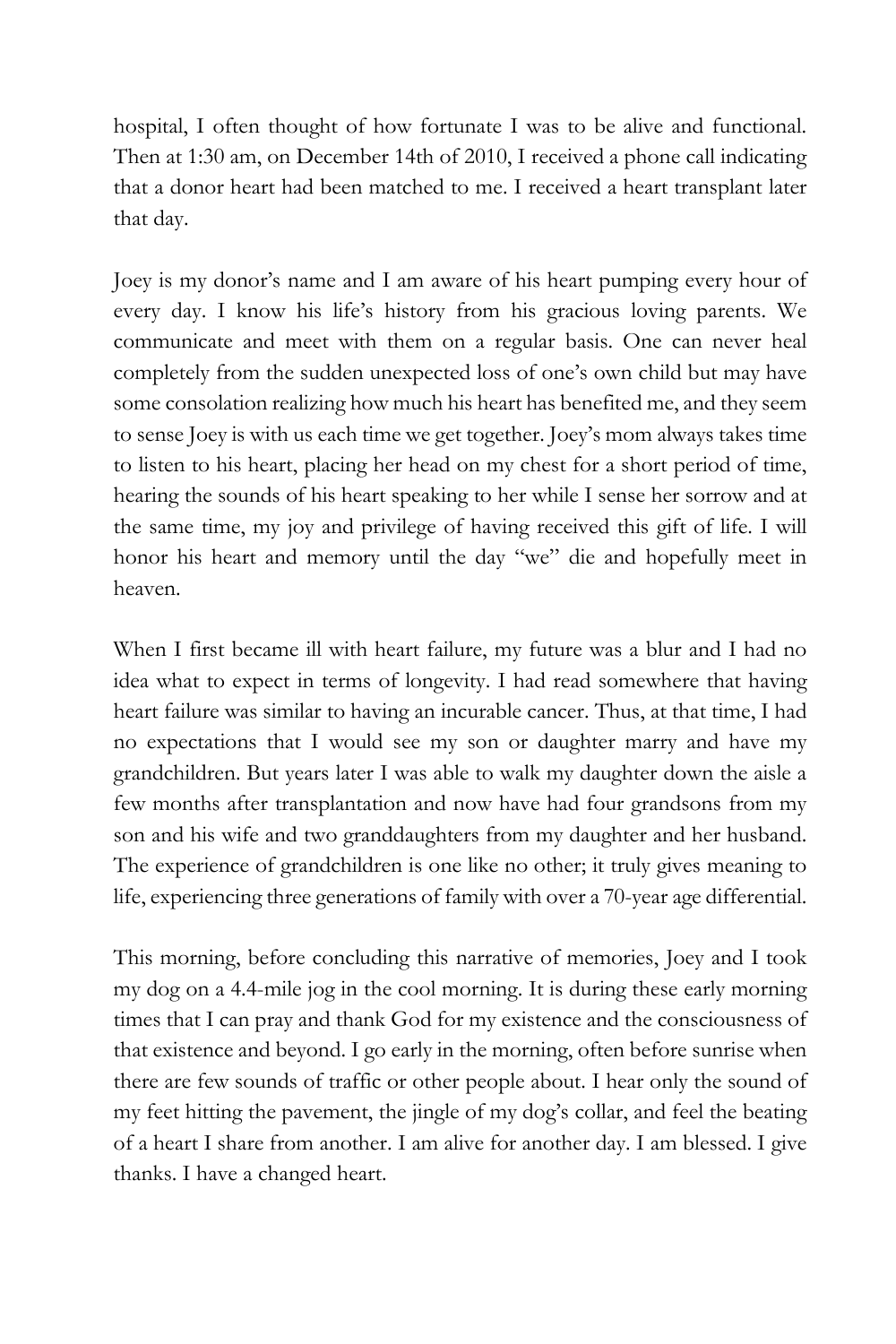hospital, I often thought of how fortunate I was to be alive and functional. Then at 1:30 am, on December 14th of 2010, I received a phone call indicating that a donor heart had been matched to me. I received a heart transplant later that day.

Joey is my donor's name and I am aware of his heart pumping every hour of every day. I know his life's history from his gracious loving parents. We communicate and meet with them on a regular basis. One can never heal completely from the sudden unexpected loss of one's own child but may have some consolation realizing how much his heart has benefited me, and they seem to sense Joey is with us each time we get together. Joey's mom always takes time to listen to his heart, placing her head on my chest for a short period of time, hearing the sounds of his heart speaking to her while I sense her sorrow and at the same time, my joy and privilege of having received this gift of life. I will honor his heart and memory until the day "we" die and hopefully meet in heaven.

When I first became ill with heart failure, my future was a blur and I had no idea what to expect in terms of longevity. I had read somewhere that having heart failure was similar to having an incurable cancer. Thus, at that time, I had no expectations that I would see my son or daughter marry and have my grandchildren. But years later I was able to walk my daughter down the aisle a few months after transplantation and now have had four grandsons from my son and his wife and two granddaughters from my daughter and her husband. The experience of grandchildren is one like no other; it truly gives meaning to life, experiencing three generations of family with over a 70-year age differential.

This morning, before concluding this narrative of memories, Joey and I took my dog on a 4.4-mile jog in the cool morning. It is during these early morning times that I can pray and thank God for my existence and the consciousness of that existence and beyond. I go early in the morning, often before sunrise when there are few sounds of traffic or other people about. I hear only the sound of my feet hitting the pavement, the jingle of my dog's collar, and feel the beating of a heart I share from another. I am alive for another day. I am blessed. I give thanks. I have a changed heart.